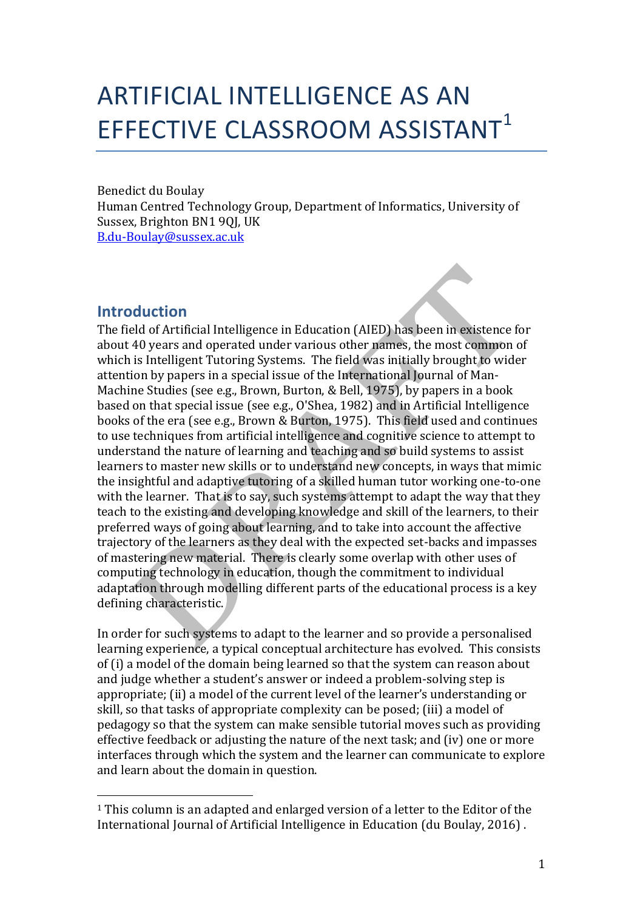# ARTIFICIAL INTELLIGENCE AS AN EFFECTIVE CLASSROOM ASSISTANT[1]

Benedict du Boulay
Human Centred Technology Group, Department of Informatics, University of Sussex, Brighton BN1 9QJ, UK
B.du-Boulay@sussex.ac.uk

## Introduction

The field of Artificial Intelligence in Education (AIED) has been in existence for about 40 years and operated under various other names, the most common of which is Intelligent Tutoring Systems. The field was initially brought to wider attention by papers in a special issue of the International Journal of Man-Machine Studies (see e.g., Brown, Burton, & Bell, 1975), by papers in a book based on that special issue (see e.g., O'Shea, 1982) and in Artificial Intelligence books of the era (see e.g., Brown & Burton, 1975). This field used and continues to use techniques from artificial intelligence and cognitive science to attempt to understand the nature of learning and teaching and so build systems to assist learners to master new skills or to understand new concepts, in ways that mimic the insightful and adaptive tutoring of a skilled human tutor working one-to-one with the learner. That is to say, such systems attempt to adapt the way that they teach to the existing and developing knowledge and skill of the learners, to their preferred ways of going about learning, and to take into account the affective trajectory of the learners as they deal with the expected set-backs and impasses of mastering new material. There is clearly some overlap with other uses of computing technology in education, though the commitment to individual adaptation through modelling different parts of the educational process is a key defining characteristic.

In order for such systems to adapt to the learner and so provide a personalised learning experience, a typical conceptual architecture has evolved. This consists of (i) a model of the domain being learned so that the system can reason about and judge whether a student's answer or indeed a problem-solving step is appropriate; (ii) a model of the current level of the learner's understanding or skill, so that tasks of appropriate complexity can be posed; (iii) a model of pedagogy so that the system can make sensible tutorial moves such as providing effective feedback or adjusting the nature of the next task; and (iv) one or more interfaces through which the system and the learner can communicate to explore and learn about the domain in question.

---

[1] This column is an adapted and enlarged version of a letter to the Editor of the International Journal of Artificial Intelligence in Education (du Boulay, 2016) .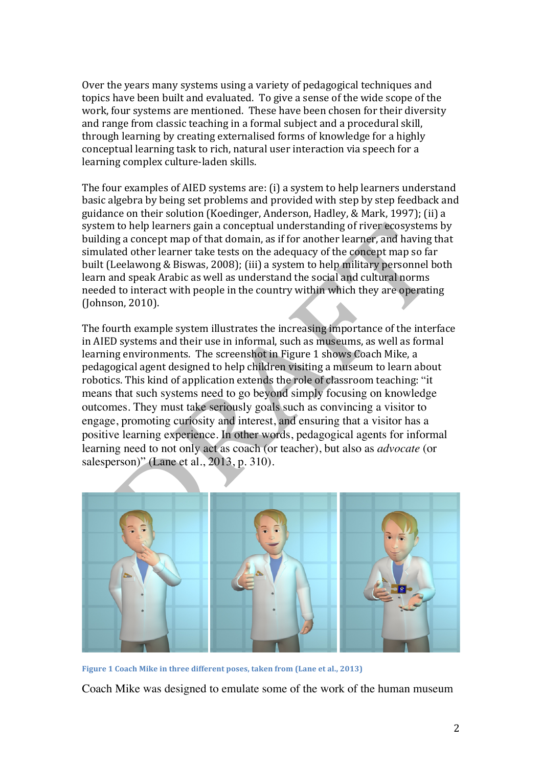Over the years many systems using a variety of pedagogical techniques and topics have been built and evaluated. To give a sense of the wide scope of the work, four systems are mentioned. These have been chosen for their diversity and range from classic teaching in a formal subject and a procedural skill, through learning by creating externalised forms of knowledge for a highly conceptual learning task to rich, natural user interaction via speech for a learning complex culture-laden skills.

The four examples of AIED systems are: (i) a system to help learners understand basic algebra by being set problems and provided with step by step feedback and guidance on their solution (Koedinger, Anderson, Hadley, & Mark, 1997); (ii) a system to help learners gain a conceptual understanding of river ecosystems by building a concept map of that domain, as if for another learner, and having that simulated other learner take tests on the adequacy of the concept map so far built (Leelawong & Biswas, 2008); (iii) a system to help military personnel both learn and speak Arabic as well as understand the social and cultural norms needed to interact with people in the country within which they are operating (Johnson, 2010).

The fourth example system illustrates the increasing importance of the interface in AIED systems and their use in informal, such as museums, as well as formal learning environments. The screenshot in Figure 1 shows Coach Mike, a pedagogical agent designed to help children visiting a museum to learn about robotics. This kind of application extends the role of classroom teaching: "it means that such systems need to go beyond simply focusing on knowledge outcomes. They must take seriously goals such as convincing a visitor to engage, promoting curiosity and interest, and ensuring that a visitor has a positive learning experience. In other words, pedagogical agents for informal learning need to not only act as coach (or teacher), but also as *advocate* (or salesperson)" (Lane et al., 2013, p. 310).

**Figure 1 Coach Mike in three different poses, taken from (Lane et al., 2013)**

Coach Mike was designed to emulate some of the work of the human museum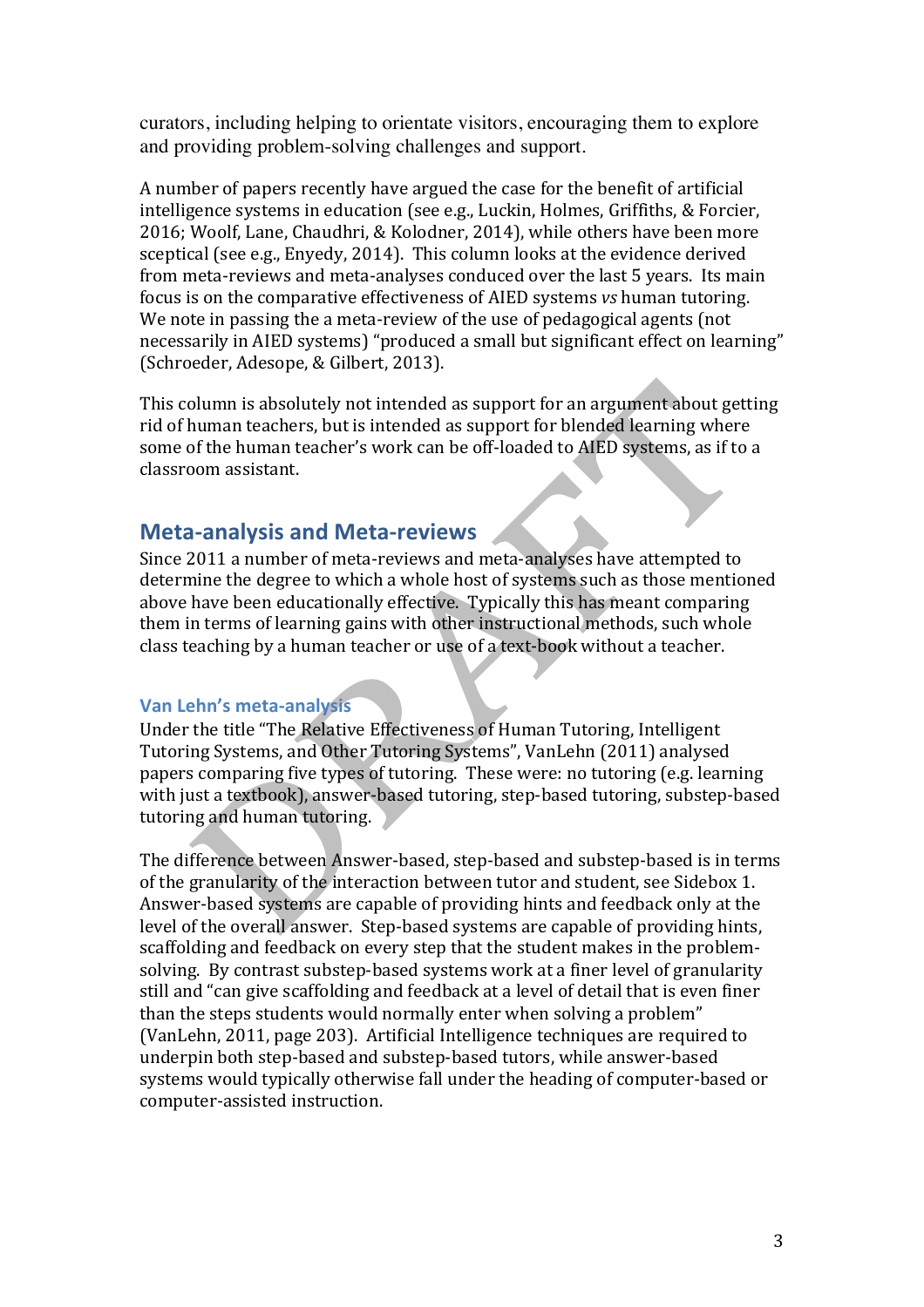curators, including helping to orientate visitors, encouraging them to explore and providing problem-solving challenges and support.

A number of papers recently have argued the case for the benefit of artificial intelligence systems in education (see e.g., Luckin, Holmes, Griffiths, & Forcier, 2016; Woolf, Lane, Chaudhri, & Kolodner, 2014), while others have been more sceptical (see e.g., Enyedy, 2014). This column looks at the evidence derived from meta-reviews and meta-analyses conduced over the last 5 years. Its main focus is on the comparative effectiveness of AIED systems *vs* human tutoring. We note in passing the a meta-review of the use of pedagogical agents (not necessarily in AIED systems) "produced a small but significant effect on learning" (Schroeder, Adesope, & Gilbert, 2013).

This column is absolutely not intended as support for an argument about getting rid of human teachers, but is intended as support for blended learning where some of the human teacher's work can be off-loaded to AIED systems, as if to a classroom assistant.

## Meta-analysis and Meta-reviews

Since 2011 a number of meta-reviews and meta-analyses have attempted to determine the degree to which a whole host of systems such as those mentioned above have been educationally effective. Typically this has meant comparing them in terms of learning gains with other instructional methods, such whole class teaching by a human teacher or use of a text-book without a teacher.

### Van Lehn's meta-analysis

Under the title "The Relative Effectiveness of Human Tutoring, Intelligent Tutoring Systems, and Other Tutoring Systems", VanLehn (2011) analysed papers comparing five types of tutoring. These were: no tutoring (e.g. learning with just a textbook), answer-based tutoring, step-based tutoring, substep-based tutoring and human tutoring.

The difference between Answer-based, step-based and substep-based is in terms of the granularity of the interaction between tutor and student, see Sidebox 1. Answer-based systems are capable of providing hints and feedback only at the level of the overall answer. Step-based systems are capable of providing hints, scaffolding and feedback on every step that the student makes in the problem-solving. By contrast substep-based systems work at a finer level of granularity still and "can give scaffolding and feedback at a level of detail that is even finer than the steps students would normally enter when solving a problem" (VanLehn, 2011, page 203). Artificial Intelligence techniques are required to underpin both step-based and substep-based tutors, while answer-based systems would typically otherwise fall under the heading of computer-based or computer-assisted instruction.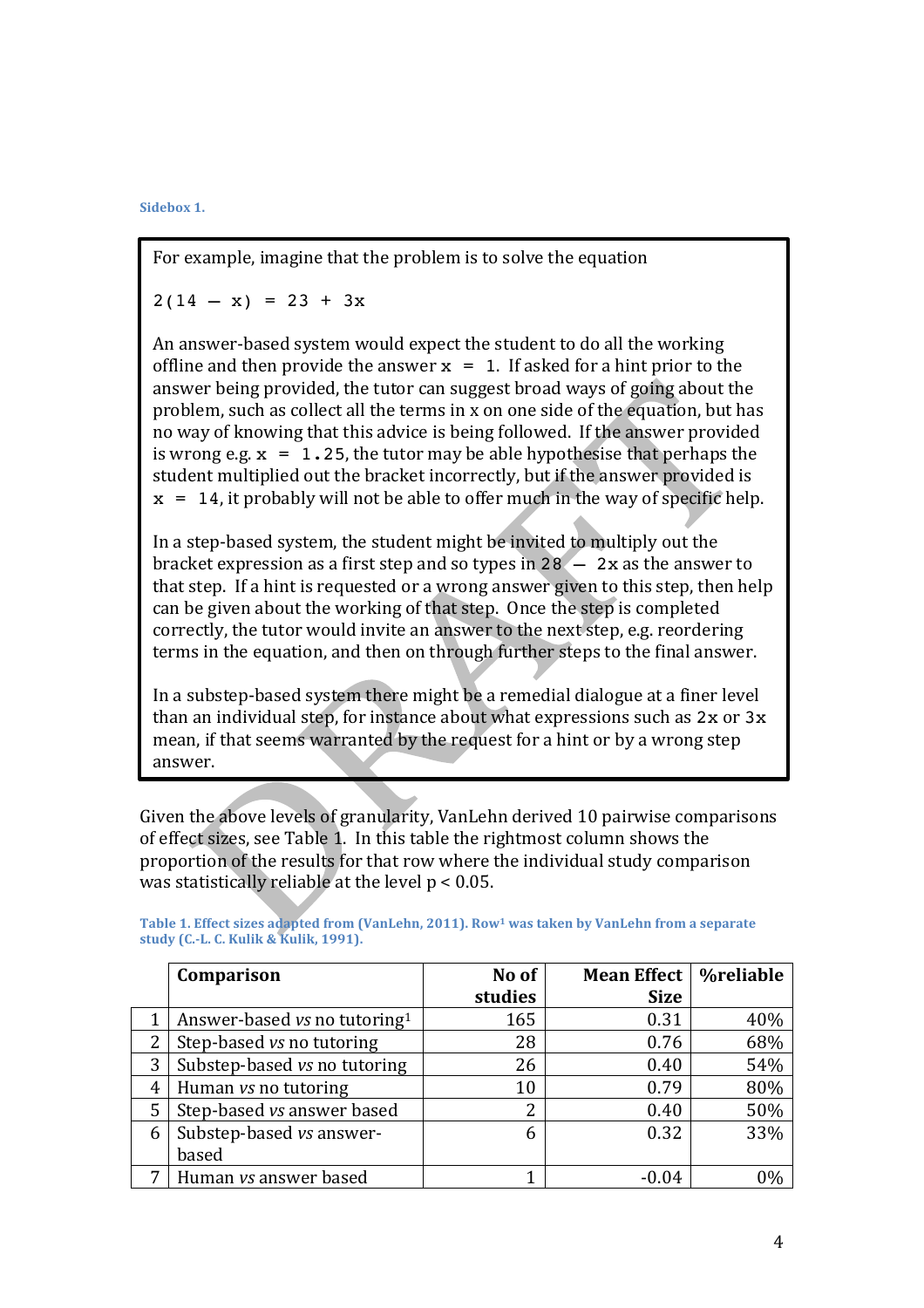**Sidebox 1.**

> For example, imagine that the problem is to solve the equation
>
> `2(14 – x) = 23 + 3x`
>
> An answer-based system would expect the student to do all the working offline and then provide the answer `x = 1`. If asked for a hint prior to the answer being provided, the tutor can suggest broad ways of going about the problem, such as collect all the terms in x on one side of the equation, but has no way of knowing that this advice is being followed. If the answer provided is wrong e.g. `x = 1.25`, the tutor may be able hypothesise that perhaps the student multiplied out the bracket incorrectly, but if the answer provided is `x = 14`, it probably will not be able to offer much in the way of specific help.
>
> In a step-based system, the student might be invited to multiply out the bracket expression as a first step and so types in `28 – 2x` as the answer to that step. If a hint is requested or a wrong answer given to this step, then help can be given about the working of that step. Once the step is completed correctly, the tutor would invite an answer to the next step, e.g. reordering terms in the equation, and then on through further steps to the final answer.
>
> In a substep-based system there might be a remedial dialogue at a finer level than an individual step, for instance about what expressions such as `2x` or `3x` mean, if that seems warranted by the request for a hint or by a wrong step answer.

Given the above levels of granularity, VanLehn derived 10 pairwise comparisons of effect sizes, see Table 1. In this table the rightmost column shows the proportion of the results for that row where the individual study comparison was statistically reliable at the level $p < 0.05$.

**Table 1. Effect sizes adapted from (VanLehn, 2011). Row[1] was taken by VanLehn from a separate study (C.-L. C. Kulik & Kulik, 1991).**

| | Comparison | No of studies | Mean Effect Size | %reliable |
|---|---|---|---|---|
| 1 | Answer-based *vs* no tutoring[1] | 165 | 0.31 | 40% |
| 2 | Step-based *vs* no tutoring | 28 | 0.76 | 68% |
| 3 | Substep-based *vs* no tutoring | 26 | 0.40 | 54% |
| 4 | Human *vs* no tutoring | 10 | 0.79 | 80% |
| 5 | Step-based *vs* answer based | 2 | 0.40 | 50% |
| 6 | Substep-based *vs* answer-based | 6 | 0.32 | 33% |
| 7 | Human *vs* answer based | 1 | -0.04 | 0% |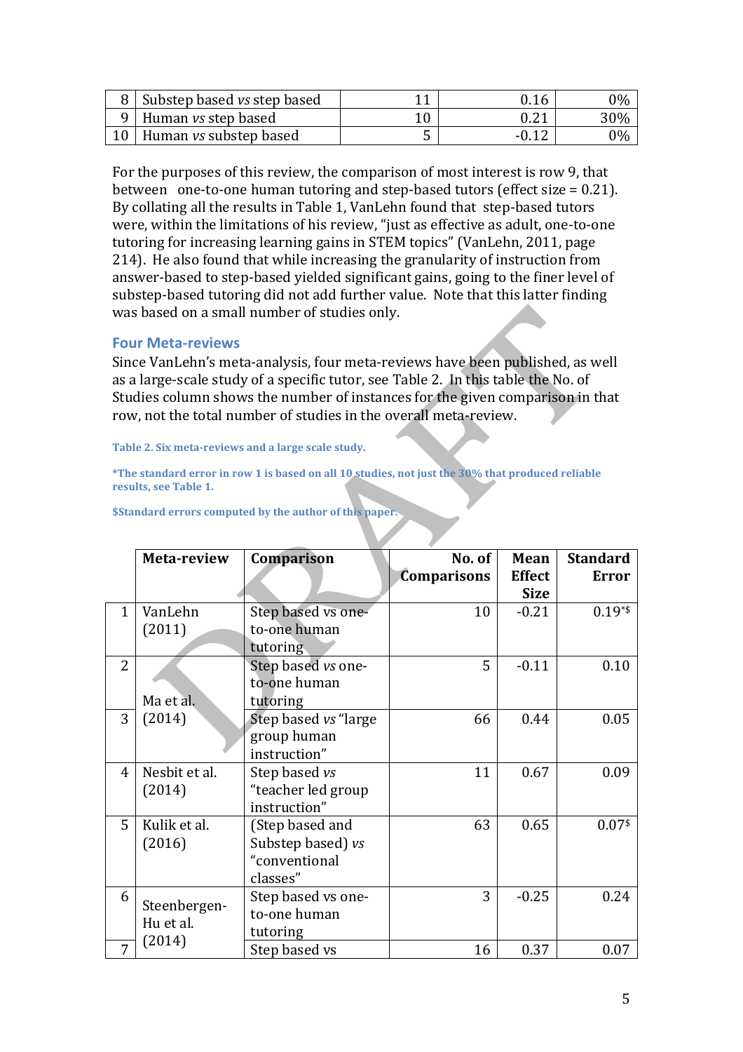| 8 | Substep based *vs* step based | 11 | 0.16 | 0% |
|---|---|---|---|---|
| 9 | Human *vs* step based | 10 | 0.21 | 30% |
| 10 | Human *vs* substep based | 5 | -0.12 | 0% |

For the purposes of this review, the comparison of most interest is row 9, that between one-to-one human tutoring and step-based tutors (effect size = 0.21). By collating all the results in Table 1, VanLehn found that step-based tutors were, within the limitations of his review, "just as effective as adult, one-to-one tutoring for increasing learning gains in STEM topics" (VanLehn, 2011, page 214). He also found that while increasing the granularity of instruction from answer-based to step-based yielded significant gains, going to the finer level of substep-based tutoring did not add further value. Note that this latter finding was based on a small number of studies only.

## Four Meta-reviews

Since VanLehn's meta-analysis, four meta-reviews have been published, as well as a large-scale study of a specific tutor, see Table 2. In this table the No. of Studies column shows the number of instances for the given comparison in that row, not the total number of studies in the overall meta-review.

**Table 2. Six meta-reviews and a large scale study.**

**\*The standard error in row 1 is based on all 10 studies, not just the 30% that produced reliable results, see Table 1.**

**$Standard errors computed by the author of this paper.**

| | Meta-review | Comparison | No. of Comparisons | Mean Effect Size | Standard Error |
|---|---|---|---|---|---|
| 1 | VanLehn (2011) | Step based vs one-to-one human tutoring | 10 | -0.21 | 0.19*$ |
| 2 | Ma et al. (2014) | Step based *vs* one-to-one human tutoring | 5 | -0.11 | 0.10 |
| 3 | | Step based *vs* "large group human instruction" | 66 | 0.44 | 0.05 |
| 4 | Nesbit et al. (2014) | Step based *vs* "teacher led group instruction" | 11 | 0.67 | 0.09 |
| 5 | Kulik et al. (2016) | (Step based and Substep based) *vs* "conventional classes" | 63 | 0.65 | 0.07$ |
| 6 | Steenbergen-Hu et al. (2014) | Step based vs one-to-one human tutoring | 3 | -0.25 | 0.24 |
| 7 | | Step based vs | 16 | 0.37 | 0.07 |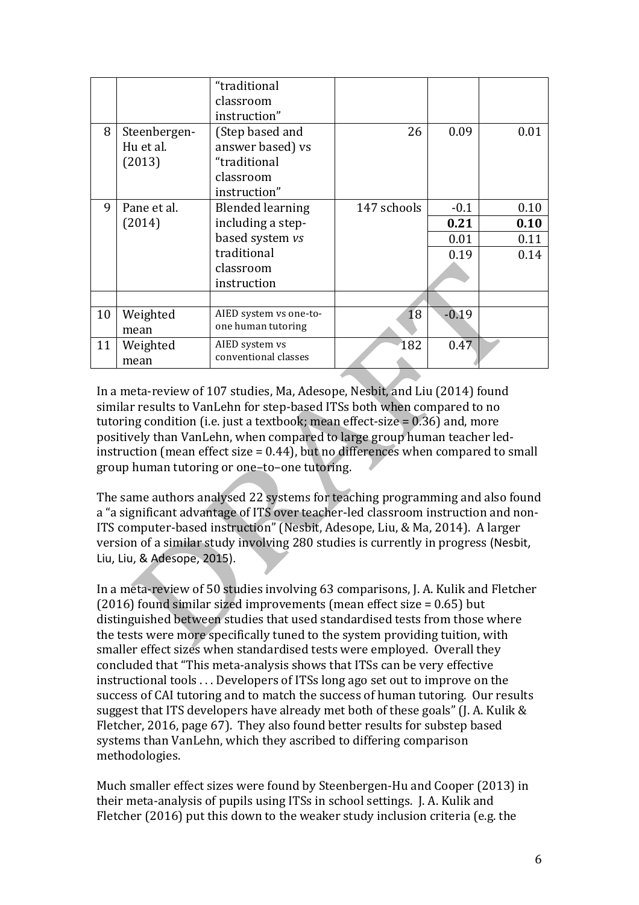| | | "traditional classroom instruction" | | | |
|---|---|---|---|---|---|
| 8 | Steenbergen-Hu et al. (2013) | (Step based and answer based) vs "traditional classroom instruction" | 26 | 0.09 | 0.01 |
| 9 | Pane et al. (2014) | Blended learning including a step-based system *vs* traditional classroom instruction | 147 schools | -0.1 | 0.10 |
| | | | | **0.21** | **0.10** |
| | | | | 0.01 | 0.11 |
| | | | | 0.19 | 0.14 |
| | | | | | |
| 10 | Weighted mean | AIED system vs one-to-one human tutoring | 18 | -0.19 | |
| 11 | Weighted mean | AIED system vs conventional classes | 182 | 0.47 | |

In a meta-review of 107 studies, Ma, Adesope, Nesbit, and Liu (2014) found similar results to VanLehn for step-based ITSs both when compared to no tutoring condition (i.e. just a textbook; mean effect-size = 0.36) and, more positively than VanLehn, when compared to large group human teacher led-instruction (mean effect size = 0.44), but no differences when compared to small group human tutoring or one–to–one tutoring.

The same authors analysed 22 systems for teaching programming and also found a "a significant advantage of ITS over teacher-led classroom instruction and non-ITS computer-based instruction" (Nesbit, Adesope, Liu, & Ma, 2014). A larger version of a similar study involving 280 studies is currently in progress (Nesbit, Liu, Liu, & Adesope, 2015).

In a meta-review of 50 studies involving 63 comparisons, J. A. Kulik and Fletcher (2016) found similar sized improvements (mean effect size = 0.65) but distinguished between studies that used standardised tests from those where the tests were more specifically tuned to the system providing tuition, with smaller effect sizes when standardised tests were employed. Overall they concluded that "This meta-analysis shows that ITSs can be very effective instructional tools . . . Developers of ITSs long ago set out to improve on the success of CAI tutoring and to match the success of human tutoring. Our results suggest that ITS developers have already met both of these goals" (J. A. Kulik & Fletcher, 2016, page 67). They also found better results for substep based systems than VanLehn, which they ascribed to differing comparison methodologies.

Much smaller effect sizes were found by Steenbergen-Hu and Cooper (2013) in their meta-analysis of pupils using ITSs in school settings. J. A. Kulik and Fletcher (2016) put this down to the weaker study inclusion criteria (e.g. the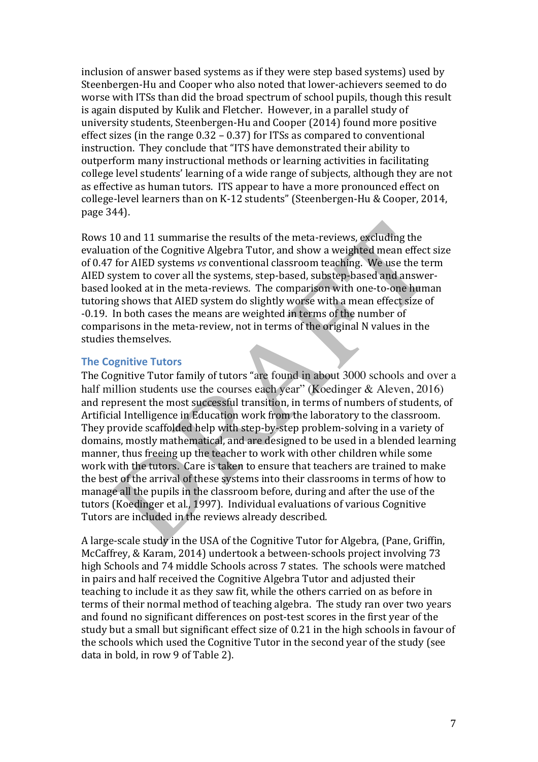inclusion of answer based systems as if they were step based systems) used by Steenbergen-Hu and Cooper who also noted that lower-achievers seemed to do worse with ITSs than did the broad spectrum of school pupils, though this result is again disputed by Kulik and Fletcher. However, in a parallel study of university students, Steenbergen-Hu and Cooper (2014) found more positive effect sizes (in the range 0.32 – 0.37) for ITSs as compared to conventional instruction. They conclude that "ITS have demonstrated their ability to outperform many instructional methods or learning activities in facilitating college level students' learning of a wide range of subjects, although they are not as effective as human tutors. ITS appear to have a more pronounced effect on college-level learners than on K-12 students" (Steenbergen-Hu & Cooper, 2014, page 344).

Rows 10 and 11 summarise the results of the meta-reviews, excluding the evaluation of the Cognitive Algebra Tutor, and show a weighted mean effect size of 0.47 for AIED systems *vs* conventional classroom teaching. We use the term AIED system to cover all the systems, step-based, substep-based and answer-based looked at in the meta-reviews. The comparison with one-to-one human tutoring shows that AIED system do slightly worse with a mean effect size of -0.19. In both cases the means are weighted in terms of the number of comparisons in the meta-review, not in terms of the original N values in the studies themselves.

### The Cognitive Tutors

The Cognitive Tutor family of tutors "are found in about 3000 schools and over a half million students use the courses each year" (Koedinger & Aleven, 2016) and represent the most successful transition, in terms of numbers of students, of Artificial Intelligence in Education work from the laboratory to the classroom. They provide scaffolded help with step-by-step problem-solving in a variety of domains, mostly mathematical, and are designed to be used in a blended learning manner, thus freeing up the teacher to work with other children while some work with the tutors. Care is taken to ensure that teachers are trained to make the best of the arrival of these systems into their classrooms in terms of how to manage all the pupils in the classroom before, during and after the use of the tutors (Koedinger et al., 1997). Individual evaluations of various Cognitive Tutors are included in the reviews already described.

A large-scale study in the USA of the Cognitive Tutor for Algebra, (Pane, Griffin, McCaffrey, & Karam, 2014) undertook a between-schools project involving 73 high Schools and 74 middle Schools across 7 states. The schools were matched in pairs and half received the Cognitive Algebra Tutor and adjusted their teaching to include it as they saw fit, while the others carried on as before in terms of their normal method of teaching algebra. The study ran over two years and found no significant differences on post-test scores in the first year of the study but a small but significant effect size of 0.21 in the high schools in favour of the schools which used the Cognitive Tutor in the second year of the study (see data in bold, in row 9 of Table 2).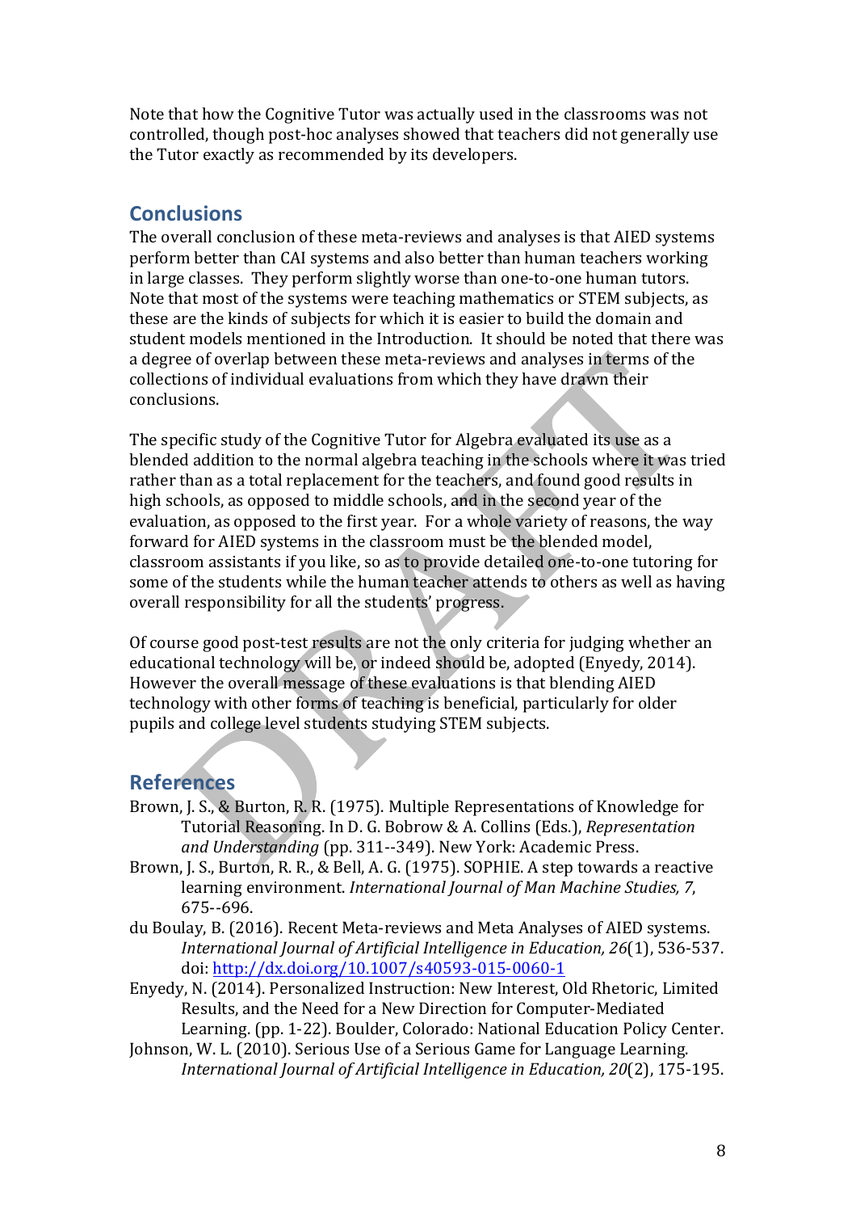Note that how the Cognitive Tutor was actually used in the classrooms was not controlled, though post-hoc analyses showed that teachers did not generally use the Tutor exactly as recommended by its developers.

## Conclusions

The overall conclusion of these meta-reviews and analyses is that AIED systems perform better than CAI systems and also better than human teachers working in large classes. They perform slightly worse than one-to-one human tutors. Note that most of the systems were teaching mathematics or STEM subjects, as these are the kinds of subjects for which it is easier to build the domain and student models mentioned in the Introduction. It should be noted that there was a degree of overlap between these meta-reviews and analyses in terms of the collections of individual evaluations from which they have drawn their conclusions.

The specific study of the Cognitive Tutor for Algebra evaluated its use as a blended addition to the normal algebra teaching in the schools where it was tried rather than as a total replacement for the teachers, and found good results in high schools, as opposed to middle schools, and in the second year of the evaluation, as opposed to the first year. For a whole variety of reasons, the way forward for AIED systems in the classroom must be the blended model, classroom assistants if you like, so as to provide detailed one-to-one tutoring for some of the students while the human teacher attends to others as well as having overall responsibility for all the students' progress.

Of course good post-test results are not the only criteria for judging whether an educational technology will be, or indeed should be, adopted (Enyedy, 2014). However the overall message of these evaluations is that blending AIED technology with other forms of teaching is beneficial, particularly for older pupils and college level students studying STEM subjects.

## References

Brown, J. S., & Burton, R. R. (1975). Multiple Representations of Knowledge for Tutorial Reasoning. In D. G. Bobrow & A. Collins (Eds.), *Representation and Understanding* (pp. 311--349). New York: Academic Press.

Brown, J. S., Burton, R. R., & Bell, A. G. (1975). SOPHIE. A step towards a reactive learning environment. *International Journal of Man Machine Studies, 7*, 675--696.

du Boulay, B. (2016). Recent Meta-reviews and Meta Analyses of AIED systems. *International Journal of Artificial Intelligence in Education, 26*(1), 536-537. doi: http://dx.doi.org/10.1007/s40593-015-0060-1

Enyedy, N. (2014). Personalized Instruction: New Interest, Old Rhetoric, Limited Results, and the Need for a New Direction for Computer-Mediated Learning. (pp. 1-22). Boulder, Colorado: National Education Policy Center.

Johnson, W. L. (2010). Serious Use of a Serious Game for Language Learning. *International Journal of Artificial Intelligence in Education, 20*(2), 175-195.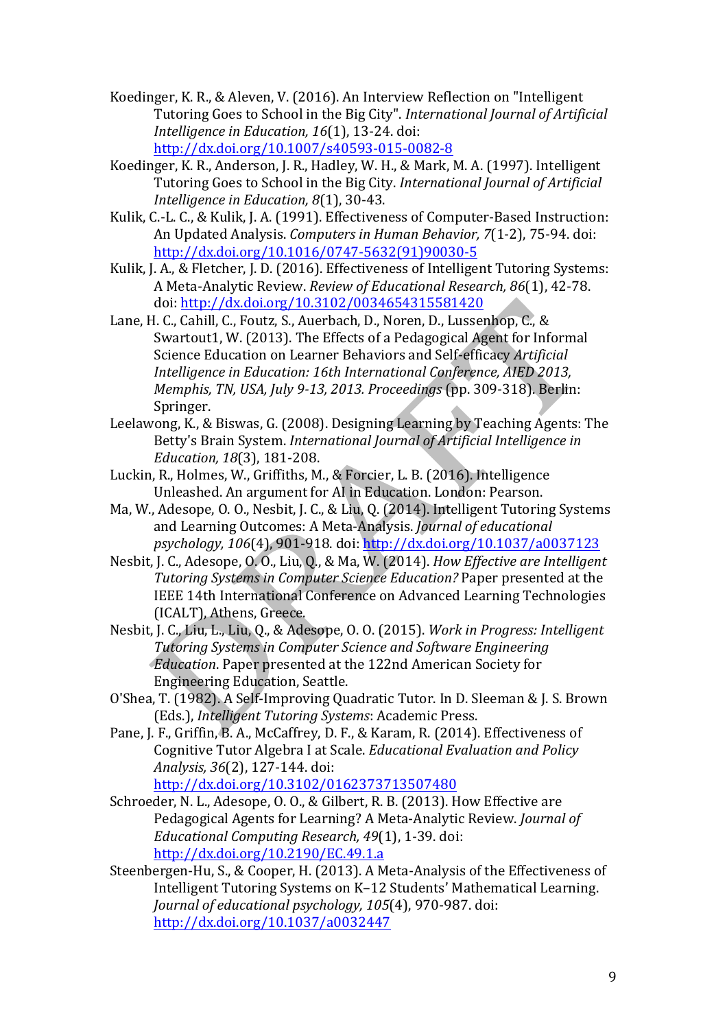Koedinger, K. R., & Aleven, V. (2016). An Interview Reflection on "Intelligent Tutoring Goes to School in the Big City". *International Journal of Artificial Intelligence in Education, 16*(1), 13-24. doi: http://dx.doi.org/10.1007/s40593-015-0082-8

Koedinger, K. R., Anderson, J. R., Hadley, W. H., & Mark, M. A. (1997). Intelligent Tutoring Goes to School in the Big City. *International Journal of Artificial Intelligence in Education, 8*(1), 30-43.

Kulik, C.-L. C., & Kulik, J. A. (1991). Effectiveness of Computer-Based Instruction: An Updated Analysis. *Computers in Human Behavior, 7*(1-2), 75-94. doi: http://dx.doi.org/10.1016/0747-5632(91)90030-5

Kulik, J. A., & Fletcher, J. D. (2016). Effectiveness of Intelligent Tutoring Systems: A Meta-Analytic Review. *Review of Educational Research, 86*(1), 42-78. doi: http://dx.doi.org/10.3102/0034654315581420

Lane, H. C., Cahill, C., Foutz, S., Auerbach, D., Noren, D., Lussenhop, C., & Swartout1, W. (2013). The Effects of a Pedagogical Agent for Informal Science Education on Learner Behaviors and Self-efficacy *Artificial Intelligence in Education: 16th International Conference, AIED 2013, Memphis, TN, USA, July 9-13, 2013. Proceedings* (pp. 309-318). Berlin: Springer.

Leelawong, K., & Biswas, G. (2008). Designing Learning by Teaching Agents: The Betty's Brain System. *International Journal of Artificial Intelligence in Education, 18*(3), 181-208.

Luckin, R., Holmes, W., Griffiths, M., & Forcier, L. B. (2016). Intelligence Unleashed. An argument for AI in Education. London: Pearson.

Ma, W., Adesope, O. O., Nesbit, J. C., & Liu, Q. (2014). Intelligent Tutoring Systems and Learning Outcomes: A Meta-Analysis. *Journal of educational psychology, 106*(4), 901-918. doi: http://dx.doi.org/10.1037/a0037123

Nesbit, J. C., Adesope, O. O., Liu, Q., & Ma, W. (2014). *How Effective are Intelligent Tutoring Systems in Computer Science Education?* Paper presented at the IEEE 14th International Conference on Advanced Learning Technologies (ICALT), Athens, Greece.

Nesbit, J. C., Liu, L., Liu, Q., & Adesope, O. O. (2015). *Work in Progress: Intelligent Tutoring Systems in Computer Science and Software Engineering Education*. Paper presented at the 122nd American Society for Engineering Education, Seattle.

O'Shea, T. (1982). A Self-Improving Quadratic Tutor. In D. Sleeman & J. S. Brown (Eds.), *Intelligent Tutoring Systems*: Academic Press.

Pane, J. F., Griffin, B. A., McCaffrey, D. F., & Karam, R. (2014). Effectiveness of Cognitive Tutor Algebra I at Scale. *Educational Evaluation and Policy Analysis, 36*(2), 127-144. doi: http://dx.doi.org/10.3102/0162373713507480

Schroeder, N. L., Adesope, O. O., & Gilbert, R. B. (2013). How Effective are Pedagogical Agents for Learning? A Meta-Analytic Review. *Journal of Educational Computing Research, 49*(1), 1-39. doi: http://dx.doi.org/10.2190/EC.49.1.a

Steenbergen-Hu, S., & Cooper, H. (2013). A Meta-Analysis of the Effectiveness of Intelligent Tutoring Systems on K–12 Students' Mathematical Learning. *Journal of educational psychology, 105*(4), 970-987. doi: http://dx.doi.org/10.1037/a0032447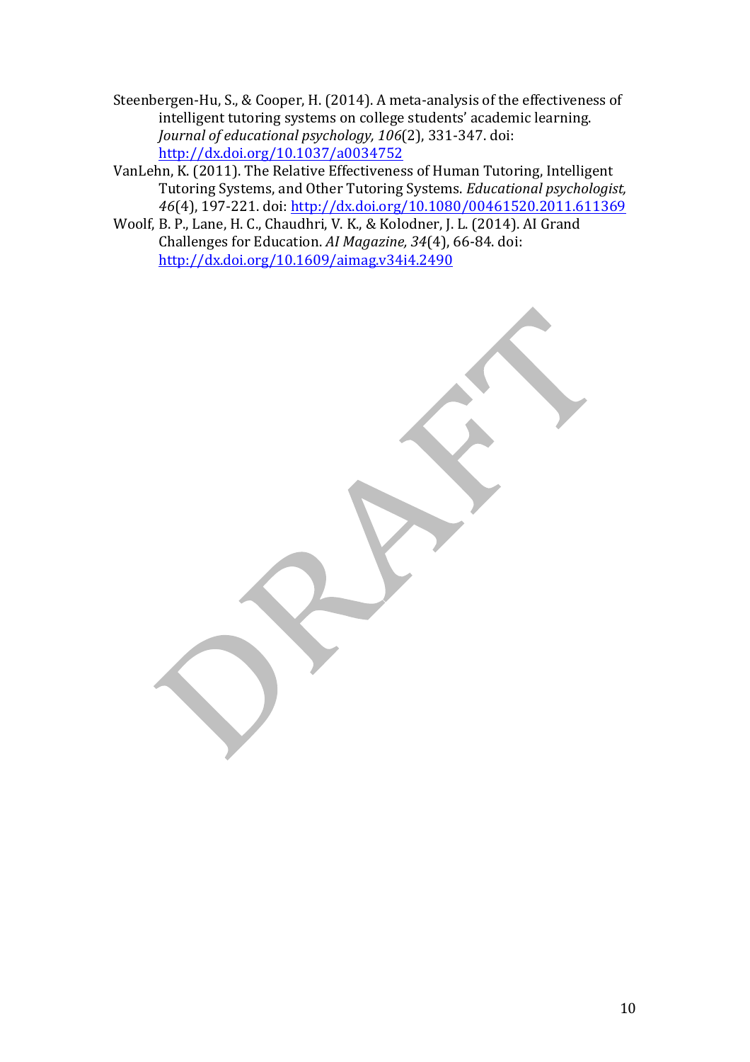Steenbergen-Hu, S., & Cooper, H. (2014). A meta-analysis of the effectiveness of intelligent tutoring systems on college students' academic learning. *Journal of educational psychology, 106*(2), 331-347. doi: http://dx.doi.org/10.1037/a0034752

VanLehn, K. (2011). The Relative Effectiveness of Human Tutoring, Intelligent Tutoring Systems, and Other Tutoring Systems. *Educational psychologist, 46*(4), 197-221. doi: http://dx.doi.org/10.1080/00461520.2011.611369

Woolf, B. P., Lane, H. C., Chaudhri, V. K., & Kolodner, J. L. (2014). AI Grand Challenges for Education. *AI Magazine, 34*(4), 66-84. doi: http://dx.doi.org/10.1609/aimag.v34i4.2490

DRAFT